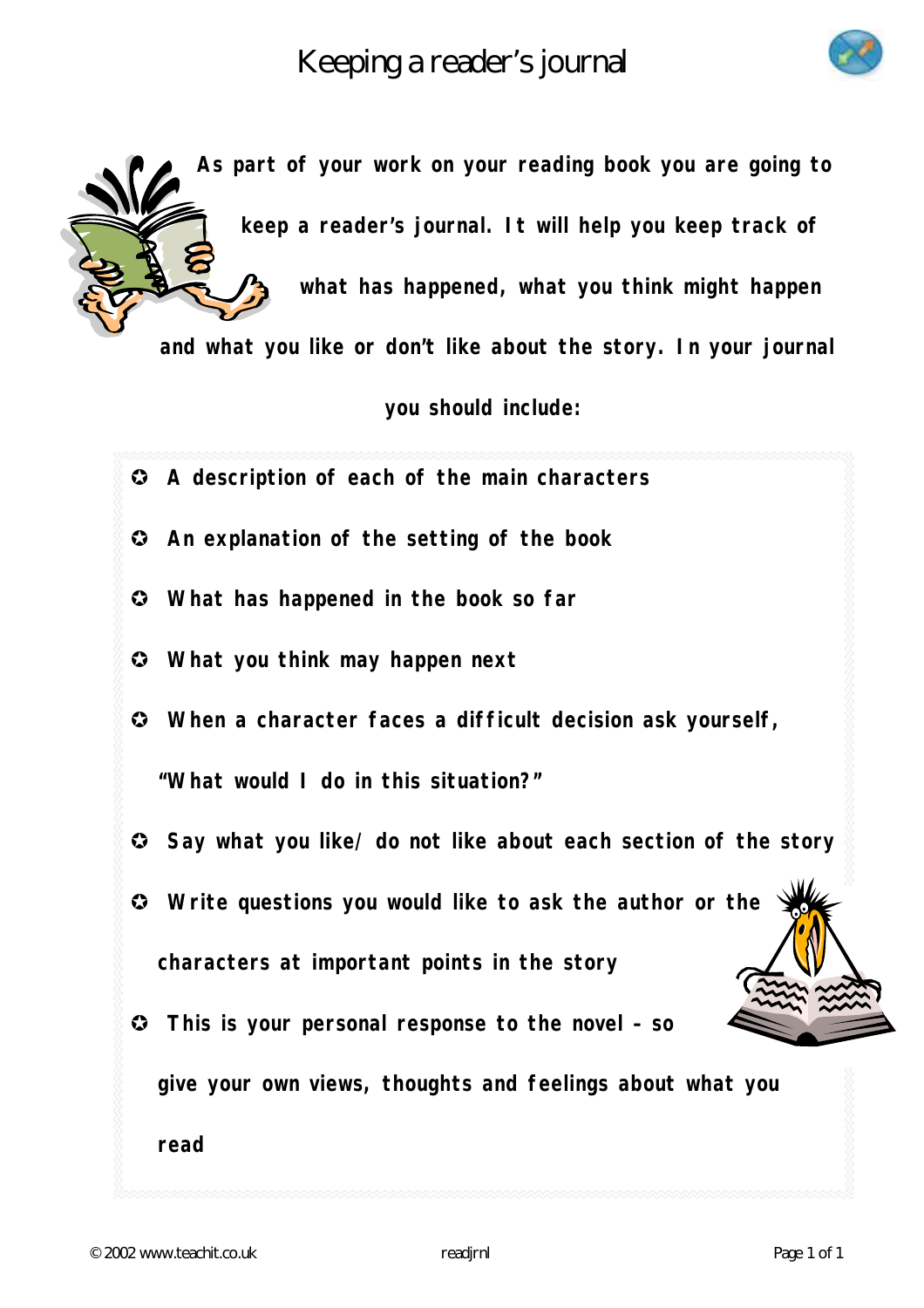# Keeping a reader's journal

**As part of your work on your reading book you are going to keep a reader's journal. It will help you keep track of what has happened, what you think might happen and what you like or don't like about the story. In your journal you should include:**

- **A description of each of the main characters**
- **An explanation of the setting of the book**
- **What has happened in the book so far**
- **What you think may happen next**
- **When a character faces a difficult decision ask yourself, "What would I do in this situation?"**
- **Say what you like/ do not like about each section of the story**
- **Write questions you would like to ask the author or the characters at important points in the story**
- **This is your personal response to the novel – so give your own views, thoughts and feelings about what you read**

© 2002 www.teachit.co.uk readjrnl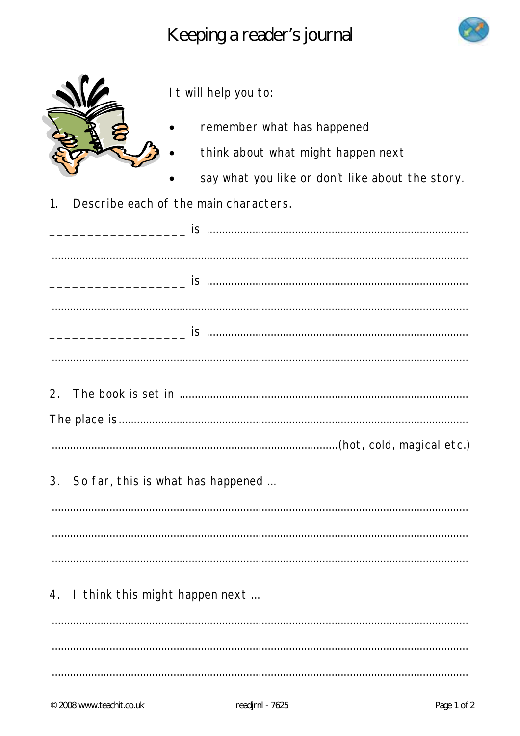# Keeping a reader's journal

It will help you to:

- remember what has happened
- think about what might happen next
- say what you like or don't like about the story.

1. Describe each of the main characters.

__________________ is ..........................................................................................

..........................................................................................................................

__________________ is ..........................................................................................

..........................................................................................................................

__________________ is ..........................................................................................

..........................................................................................................................

2. The book is set in ..............................................................................................

The place is ...............................................................................................................

..........................................................................................(hot, cold, magical etc.)

3. So far, this is what has happened …

..........................................................................................................................

..........................................................................................................................

..........................................................................................................................

4. I think this might happen next …

..........................................................................................................................

..........................................................................................................................

..........................................................................................................................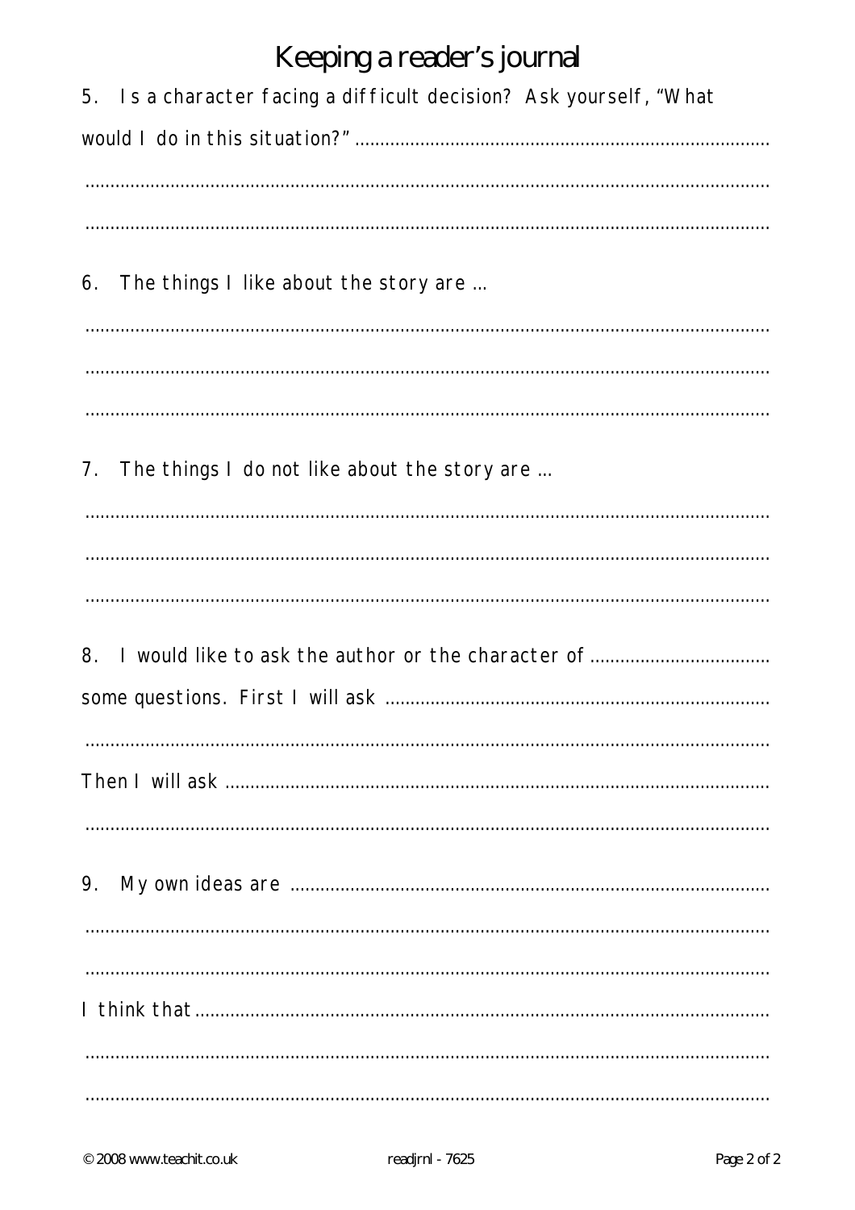# Keeping a reader's journal

5. Is a character facing a difficult decision? Ask yourself, "What would I do in this situation?" ................................................................................

.......................................................................................................................................

.......................................................................................................................................

6. The things I like about the story are …

.......................................................................................................................................

.......................................................................................................................................

.......................................................................................................................................

7. The things I do not like about the story are …

.......................................................................................................................................

.......................................................................................................................................

.......................................................................................................................................

8. I would like to ask the author or the character of ................................... some questions. First I will ask ..........................................................................

.......................................................................................................................................

Then I will ask ..........................................................................................................

.......................................................................................................................................

9. My own ideas are ..............................................................................................

.......................................................................................................................................

.......................................................................................................................................

I think that.................................................................................................................

.......................................................................................................................................

.......................................................................................................................................

© 2008 www.teachit.co.uk readjrnl - 7625